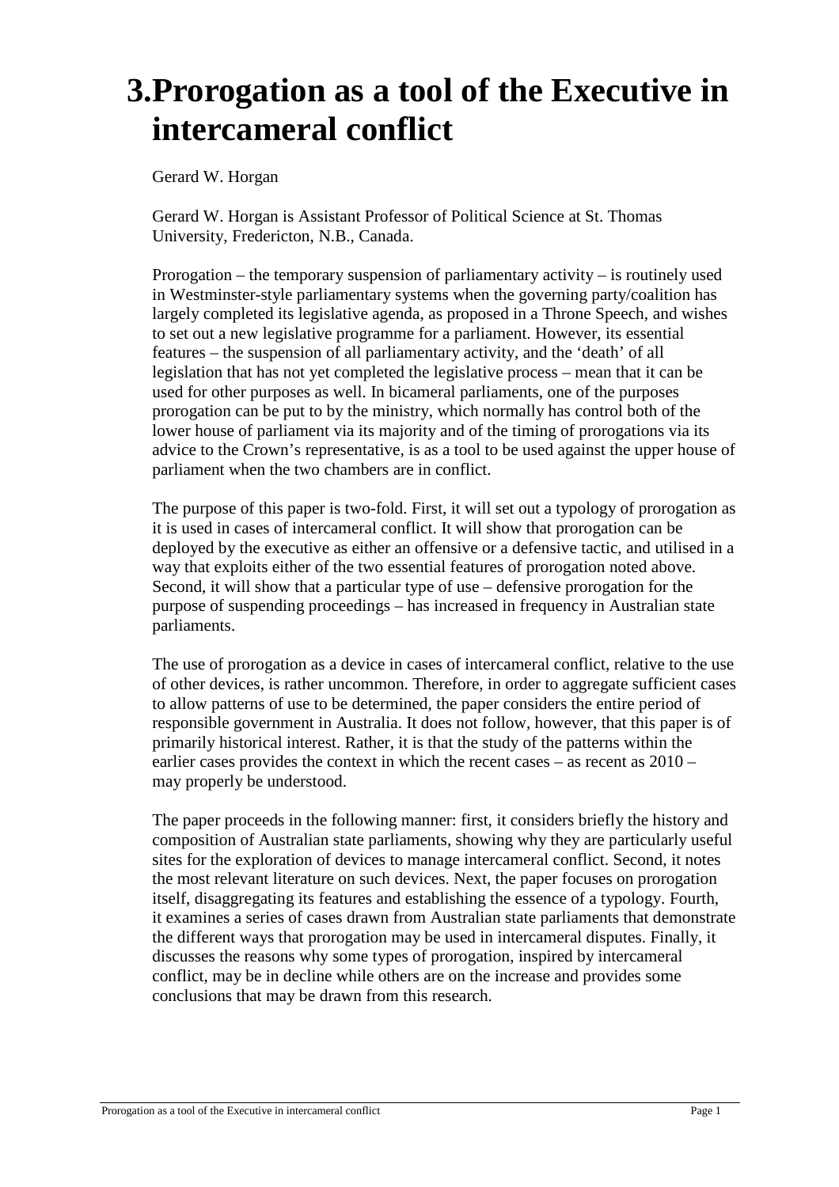# 3. Prorogation as a tool of the Executive in intercameral conflict

Gerard W. Horgan

Gerard W. Horgan is Assistant Professor of Political Science at St. Thomas University, Fredericton, N.B., Canada.

Prorogation – the temporary suspension of parliamentary activity – is routinely used in Westminster-style parliamentary systems when the governing party/coalition has largely completed its legislative agenda, as proposed in a Throne Speech, and wishes to set out a new legislative programme for a parliament. However, its essential features – the suspension of all parliamentary activity, and the 'death' of all legislation that has not yet completed the legislative process – mean that it can be used for other purposes as well. In bicameral parliaments, one of the purposes prorogation can be put to by the ministry, which normally has control both of the lower house of parliament via its majority and of the timing of prorogations via its advice to the Crown's representative, is as a tool to be used against the upper house of parliament when the two chambers are in conflict.

The purpose of this paper is two-fold. First, it will set out a typology of prorogation as it is used in cases of intercameral conflict. It will show that prorogation can be deployed by the executive as either an offensive or a defensive tactic, and utilised in a way that exploits either of the two essential features of prorogation noted above. Second, it will show that a particular type of use – defensive prorogation for the purpose of suspending proceedings – has increased in frequency in Australian state parliaments.

The use of prorogation as a device in cases of intercameral conflict, relative to the use of other devices, is rather uncommon. Therefore, in order to aggregate sufficient cases to allow patterns of use to be determined, the paper considers the entire period of responsible government in Australia. It does not follow, however, that this paper is of primarily historical interest. Rather, it is that the study of the patterns within the earlier cases provides the context in which the recent cases – as recent as 2010 – may properly be understood.

The paper proceeds in the following manner: first, it considers briefly the history and composition of Australian state parliaments, showing why they are particularly useful sites for the exploration of devices to manage intercameral conflict. Second, it notes the most relevant literature on such devices. Next, the paper focuses on prorogation itself, disaggregating its features and establishing the essence of a typology. Fourth, it examines a series of cases drawn from Australian state parliaments that demonstrate the different ways that prorogation may be used in intercameral disputes. Finally, it discusses the reasons why some types of prorogation, inspired by intercameral conflict, may be in decline while others are on the increase and provides some conclusions that may be drawn from this research.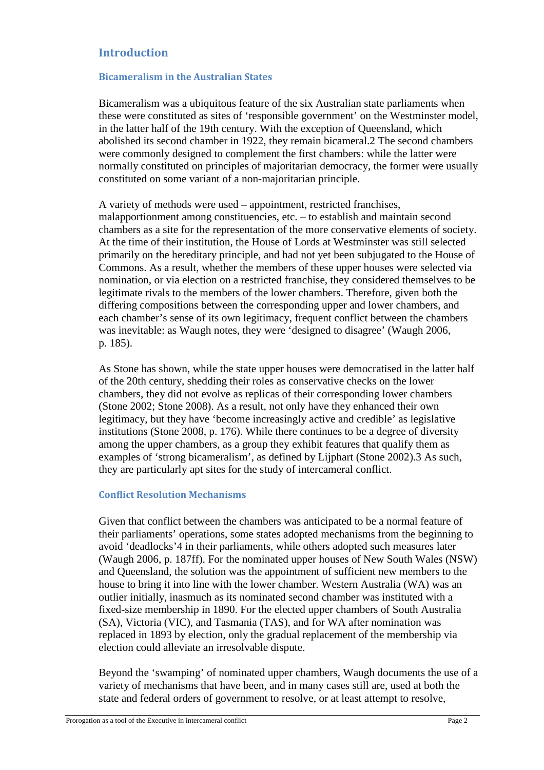## Introduction

### Bicameralism in the Australian States

Bicameralism was a ubiquitous feature of the six Australian state parliaments when these were constituted as sites of 'responsible government' on the Westminster model, in the latter half of the 19th century. With the exception of Queensland, which abolished its second chamber in 1922, they remain bicameral.[2] The second chambers were commonly designed to complement the first chambers: while the latter were normally constituted on principles of majoritarian democracy, the former were usually constituted on some variant of a non-majoritarian principle.

A variety of methods were used – appointment, restricted franchises, malapportionment among constituencies, etc. – to establish and maintain second chambers as a site for the representation of the more conservative elements of society. At the time of their institution, the House of Lords at Westminster was still selected primarily on the hereditary principle, and had not yet been subjugated to the House of Commons. As a result, whether the members of these upper houses were selected via nomination, or via election on a restricted franchise, they considered themselves to be legitimate rivals to the members of the lower chambers. Therefore, given both the differing compositions between the corresponding upper and lower chambers, and each chamber's sense of its own legitimacy, frequent conflict between the chambers was inevitable: as Waugh notes, they were 'designed to disagree' (Waugh 2006, p. 185).

As Stone has shown, while the state upper houses were democratised in the latter half of the 20th century, shedding their roles as conservative checks on the lower chambers, they did not evolve as replicas of their corresponding lower chambers (Stone 2002; Stone 2008). As a result, not only have they enhanced their own legitimacy, but they have 'become increasingly active and credible' as legislative institutions (Stone 2008, p. 176). While there continues to be a degree of diversity among the upper chambers, as a group they exhibit features that qualify them as examples of 'strong bicameralism', as defined by Lijphart (Stone 2002).[3] As such, they are particularly apt sites for the study of intercameral conflict.

### Conflict Resolution Mechanisms

Given that conflict between the chambers was anticipated to be a normal feature of their parliaments' operations, some states adopted mechanisms from the beginning to avoid 'deadlocks'[4] in their parliaments, while others adopted such measures later (Waugh 2006, p. 187ff). For the nominated upper houses of New South Wales (NSW) and Queensland, the solution was the appointment of sufficient new members to the house to bring it into line with the lower chamber. Western Australia (WA) was an outlier initially, inasmuch as its nominated second chamber was instituted with a fixed-size membership in 1890. For the elected upper chambers of South Australia (SA), Victoria (VIC), and Tasmania (TAS), and for WA after nomination was replaced in 1893 by election, only the gradual replacement of the membership via election could alleviate an irresolvable dispute.

Beyond the 'swamping' of nominated upper chambers, Waugh documents the use of a variety of mechanisms that have been, and in many cases still are, used at both the state and federal orders of government to resolve, or at least attempt to resolve,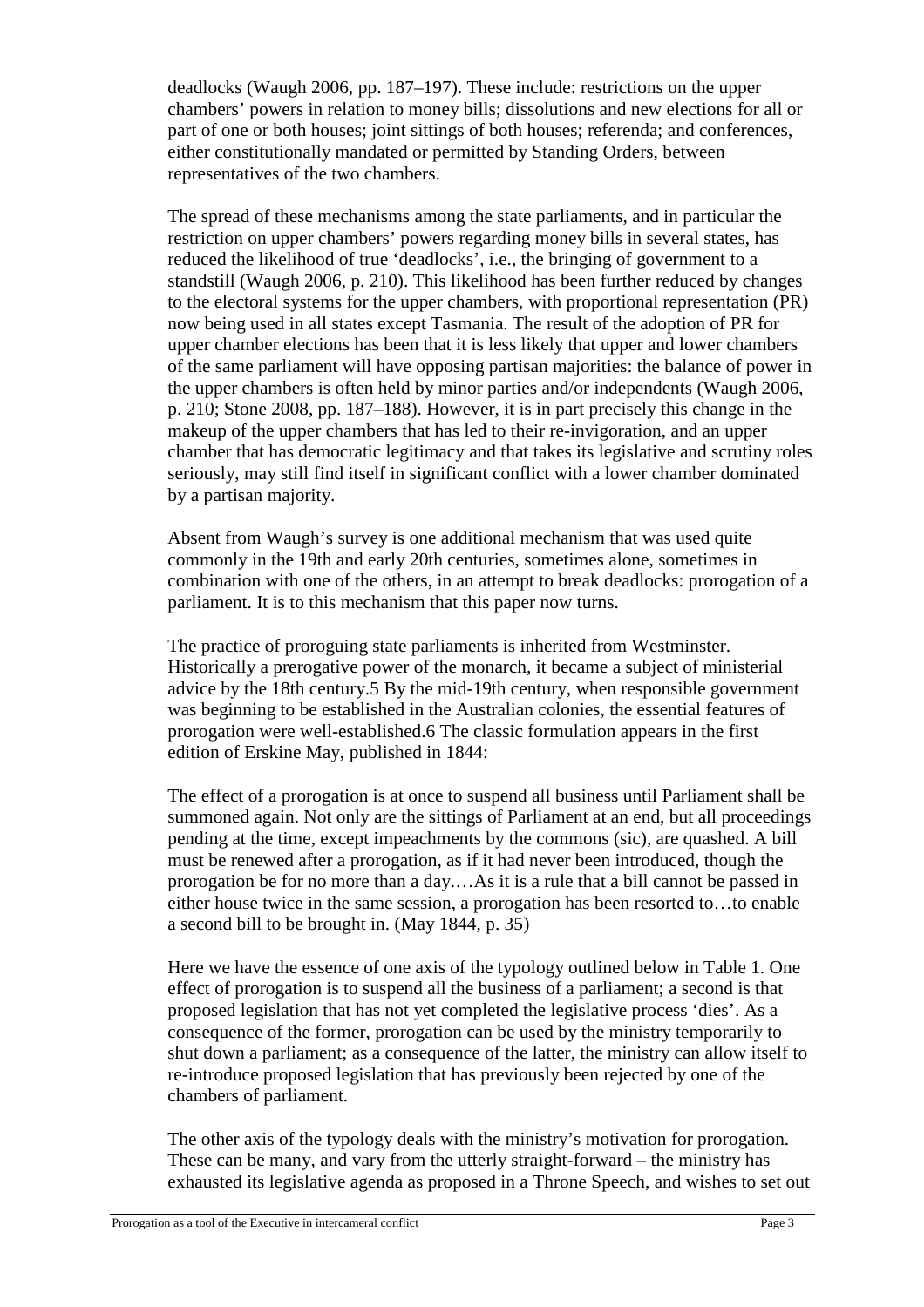deadlocks (Waugh 2006, pp. 187–197). These include: restrictions on the upper chambers' powers in relation to money bills; dissolutions and new elections for all or part of one or both houses; joint sittings of both houses; referenda; and conferences, either constitutionally mandated or permitted by Standing Orders, between representatives of the two chambers.

The spread of these mechanisms among the state parliaments, and in particular the restriction on upper chambers' powers regarding money bills in several states, has reduced the likelihood of true 'deadlocks', i.e., the bringing of government to a standstill (Waugh 2006, p. 210). This likelihood has been further reduced by changes to the electoral systems for the upper chambers, with proportional representation (PR) now being used in all states except Tasmania. The result of the adoption of PR for upper chamber elections has been that it is less likely that upper and lower chambers of the same parliament will have opposing partisan majorities: the balance of power in the upper chambers is often held by minor parties and/or independents (Waugh 2006, p. 210; Stone 2008, pp. 187–188). However, it is in part precisely this change in the makeup of the upper chambers that has led to their re-invigoration, and an upper chamber that has democratic legitimacy and that takes its legislative and scrutiny roles seriously, may still find itself in significant conflict with a lower chamber dominated by a partisan majority.

Absent from Waugh's survey is one additional mechanism that was used quite commonly in the 19th and early 20th centuries, sometimes alone, sometimes in combination with one of the others, in an attempt to break deadlocks: prorogation of a parliament. It is to this mechanism that this paper now turns.

The practice of proroguing state parliaments is inherited from Westminster. Historically a prerogative power of the monarch, it became a subject of ministerial advice by the 18th century.[5] By the mid-19th century, when responsible government was beginning to be established in the Australian colonies, the essential features of prorogation were well-established.[6] The classic formulation appears in the first edition of Erskine May, published in 1844:

> The effect of a prorogation is at once to suspend all business until Parliament shall be summoned again. Not only are the sittings of Parliament at an end, but all proceedings pending at the time, except impeachments by the commons (sic), are quashed. A bill must be renewed after a prorogation, as if it had never been introduced, though the prorogation be for no more than a day.…As it is a rule that a bill cannot be passed in either house twice in the same session, a prorogation has been resorted to…to enable a second bill to be brought in. (May 1844, p. 35)

Here we have the essence of one axis of the typology outlined below in Table 1. One effect of prorogation is to suspend all the business of a parliament; a second is that proposed legislation that has not yet completed the legislative process 'dies'. As a consequence of the former, prorogation can be used by the ministry temporarily to shut down a parliament; as a consequence of the latter, the ministry can allow itself to re-introduce proposed legislation that has previously been rejected by one of the chambers of parliament.

The other axis of the typology deals with the ministry's motivation for prorogation. These can be many, and vary from the utterly straight-forward – the ministry has exhausted its legislative agenda as proposed in a Throne Speech, and wishes to set out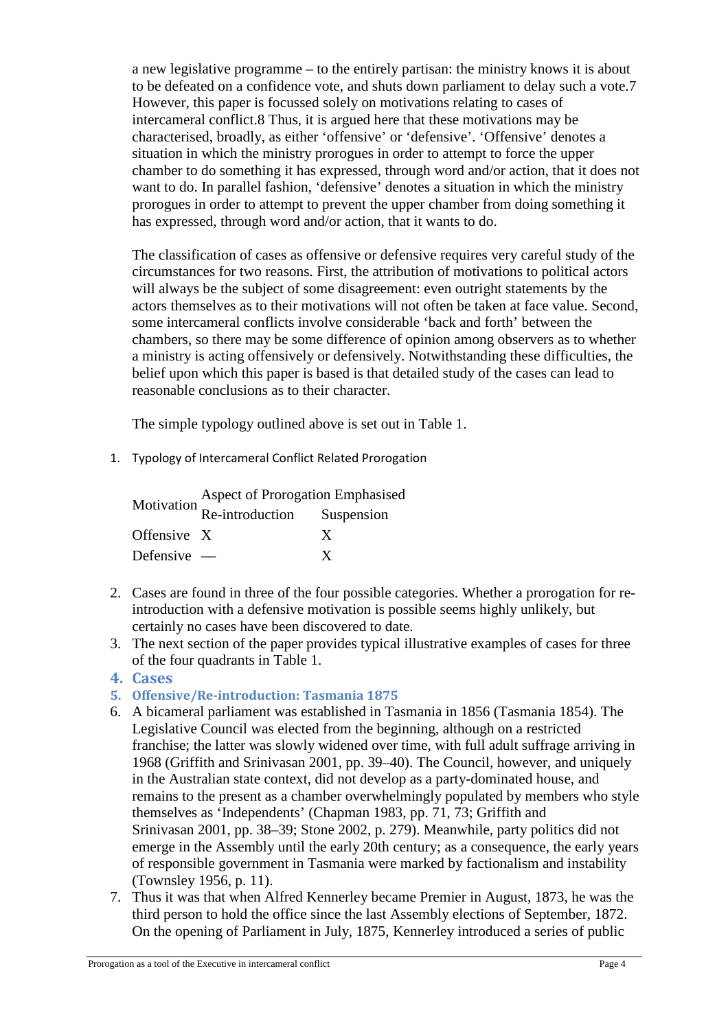a new legislative programme – to the entirely partisan: the ministry knows it is about to be defeated on a confidence vote, and shuts down parliament to delay such a vote.7 However, this paper is focussed solely on motivations relating to cases of intercameral conflict.8 Thus, it is argued here that these motivations may be characterised, broadly, as either 'offensive' or 'defensive'. 'Offensive' denotes a situation in which the ministry prorogues in order to attempt to force the upper chamber to do something it has expressed, through word and/or action, that it does not want to do. In parallel fashion, 'defensive' denotes a situation in which the ministry prorogues in order to attempt to prevent the upper chamber from doing something it has expressed, through word and/or action, that it wants to do.

The classification of cases as offensive or defensive requires very careful study of the circumstances for two reasons. First, the attribution of motivations to political actors will always be the subject of some disagreement: even outright statements by the actors themselves as to their motivations will not often be taken at face value. Second, some intercameral conflicts involve considerable 'back and forth' between the chambers, so there may be some difference of opinion among observers as to whether a ministry is acting offensively or defensively. Notwithstanding these difficulties, the belief upon which this paper is based is that detailed study of the cases can lead to reasonable conclusions as to their character.

The simple typology outlined above is set out in Table 1.

1. Typology of Intercameral Conflict Related Prorogation

| Motivation | Aspect of Prorogation Emphasised | |
|---|---|---|
| | Re-introduction | Suspension |
| Offensive | X | X |
| Defensive | — | X |

2. Cases are found in three of the four possible categories. Whether a prorogation for re-introduction with a defensive motivation is possible seems highly unlikely, but certainly no cases have been discovered to date.
3. The next section of the paper provides typical illustrative examples of cases for three of the four quadrants in Table 1.

## 4. Cases

### 5. Offensive/Re-introduction: Tasmania 1875

6. A bicameral parliament was established in Tasmania in 1856 (Tasmania 1854). The Legislative Council was elected from the beginning, although on a restricted franchise; the latter was slowly widened over time, with full adult suffrage arriving in 1968 (Griffith and Srinivasan 2001, pp. 39–40). The Council, however, and uniquely in the Australian state context, did not develop as a party-dominated house, and remains to the present as a chamber overwhelmingly populated by members who style themselves as 'Independents' (Chapman 1983, pp. 71, 73; Griffith and Srinivasan 2001, pp. 38–39; Stone 2002, p. 279). Meanwhile, party politics did not emerge in the Assembly until the early 20th century; as a consequence, the early years of responsible government in Tasmania were marked by factionalism and instability (Townsley 1956, p. 11).
7. Thus it was that when Alfred Kennerley became Premier in August, 1873, he was the third person to hold the office since the last Assembly elections of September, 1872. On the opening of Parliament in July, 1875, Kennerley introduced a series of public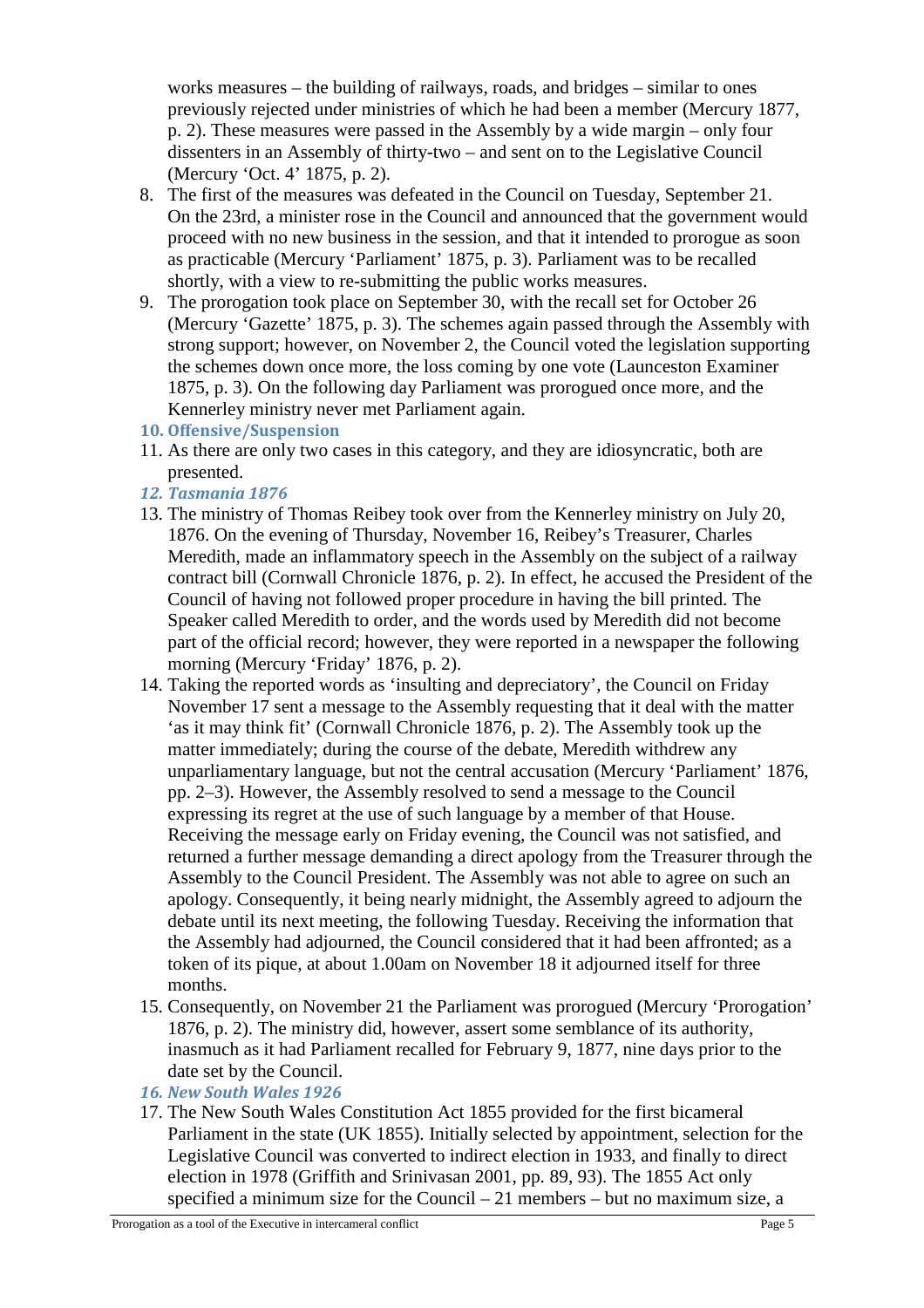works measures – the building of railways, roads, and bridges – similar to ones previously rejected under ministries of which he had been a member (Mercury 1877, p. 2). These measures were passed in the Assembly by a wide margin – only four dissenters in an Assembly of thirty-two – and sent on to the Legislative Council (Mercury 'Oct. 4' 1875, p. 2).

8. The first of the measures was defeated in the Council on Tuesday, September 21. On the 23rd, a minister rose in the Council and announced that the government would proceed with no new business in the session, and that it intended to prorogue as soon as practicable (Mercury 'Parliament' 1875, p. 3). Parliament was to be recalled shortly, with a view to re-submitting the public works measures.
9. The prorogation took place on September 30, with the recall set for October 26 (Mercury 'Gazette' 1875, p. 3). The schemes again passed through the Assembly with strong support; however, on November 2, the Council voted the legislation supporting the schemes down once more, the loss coming by one vote (Launceston Examiner 1875, p. 3). On the following day Parliament was prorogued once more, and the Kennerley ministry never met Parliament again.

### 10. Offensive/Suspension

11. As there are only two cases in this category, and they are idiosyncratic, both are presented.

#### *12. Tasmania 1876*

13. The ministry of Thomas Reibey took over from the Kennerley ministry on July 20, 1876. On the evening of Thursday, November 16, Reibey's Treasurer, Charles Meredith, made an inflammatory speech in the Assembly on the subject of a railway contract bill (Cornwall Chronicle 1876, p. 2). In effect, he accused the President of the Council of having not followed proper procedure in having the bill printed. The Speaker called Meredith to order, and the words used by Meredith did not become part of the official record; however, they were reported in a newspaper the following morning (Mercury 'Friday' 1876, p. 2).
14. Taking the reported words as 'insulting and depreciatory', the Council on Friday November 17 sent a message to the Assembly requesting that it deal with the matter 'as it may think fit' (Cornwall Chronicle 1876, p. 2). The Assembly took up the matter immediately; during the course of the debate, Meredith withdrew any unparliamentary language, but not the central accusation (Mercury 'Parliament' 1876, pp. 2–3). However, the Assembly resolved to send a message to the Council expressing its regret at the use of such language by a member of that House. Receiving the message early on Friday evening, the Council was not satisfied, and returned a further message demanding a direct apology from the Treasurer through the Assembly to the Council President. The Assembly was not able to agree on such an apology. Consequently, it being nearly midnight, the Assembly agreed to adjourn the debate until its next meeting, the following Tuesday. Receiving the information that the Assembly had adjourned, the Council considered that it had been affronted; as a token of its pique, at about 1.00am on November 18 it adjourned itself for three months.
15. Consequently, on November 21 the Parliament was prorogued (Mercury 'Prorogation' 1876, p. 2). The ministry did, however, assert some semblance of its authority, inasmuch as it had Parliament recalled for February 9, 1877, nine days prior to the date set by the Council.

#### *16. New South Wales 1926*

17. The New South Wales Constitution Act 1855 provided for the first bicameral Parliament in the state (UK 1855). Initially selected by appointment, selection for the Legislative Council was converted to indirect election in 1933, and finally to direct election in 1978 (Griffith and Srinivasan 2001, pp. 89, 93). The 1855 Act only specified a minimum size for the Council – 21 members – but no maximum size, a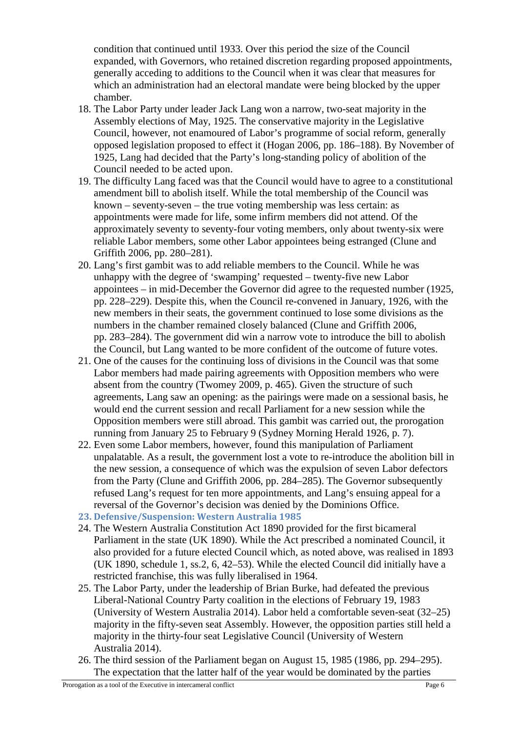condition that continued until 1933. Over this period the size of the Council expanded, with Governors, who retained discretion regarding proposed appointments, generally acceding to additions to the Council when it was clear that measures for which an administration had an electoral mandate were being blocked by the upper chamber.

18. The Labor Party under leader Jack Lang won a narrow, two-seat majority in the Assembly elections of May, 1925. The conservative majority in the Legislative Council, however, not enamoured of Labor's programme of social reform, generally opposed legislation proposed to effect it (Hogan 2006, pp. 186–188). By November of 1925, Lang had decided that the Party's long-standing policy of abolition of the Council needed to be acted upon.
19. The difficulty Lang faced was that the Council would have to agree to a constitutional amendment bill to abolish itself. While the total membership of the Council was known – seventy-seven – the true voting membership was less certain: as appointments were made for life, some infirm members did not attend. Of the approximately seventy to seventy-four voting members, only about twenty-six were reliable Labor members, some other Labor appointees being estranged (Clune and Griffith 2006, pp. 280–281).
20. Lang's first gambit was to add reliable members to the Council. While he was unhappy with the degree of 'swamping' requested – twenty-five new Labor appointees – in mid-December the Governor did agree to the requested number (1925, pp. 228–229). Despite this, when the Council re-convened in January, 1926, with the new members in their seats, the government continued to lose some divisions as the numbers in the chamber remained closely balanced (Clune and Griffith 2006, pp. 283–284). The government did win a narrow vote to introduce the bill to abolish the Council, but Lang wanted to be more confident of the outcome of future votes.
21. One of the causes for the continuing loss of divisions in the Council was that some Labor members had made pairing agreements with Opposition members who were absent from the country (Twomey 2009, p. 465). Given the structure of such agreements, Lang saw an opening: as the pairings were made on a sessional basis, he would end the current session and recall Parliament for a new session while the Opposition members were still abroad. This gambit was carried out, the prorogation running from January 25 to February 9 (Sydney Morning Herald 1926, p. 7).
22. Even some Labor members, however, found this manipulation of Parliament unpalatable. As a result, the government lost a vote to re-introduce the abolition bill in the new session, a consequence of which was the expulsion of seven Labor defectors from the Party (Clune and Griffith 2006, pp. 284–285). The Governor subsequently refused Lang's request for ten more appointments, and Lang's ensuing appeal for a reversal of the Governor's decision was denied by the Dominions Office.

### 23. Defensive/Suspension: Western Australia 1985

24. The Western Australia Constitution Act 1890 provided for the first bicameral Parliament in the state (UK 1890). While the Act prescribed a nominated Council, it also provided for a future elected Council which, as noted above, was realised in 1893 (UK 1890, schedule 1, ss.2, 6, 42–53). While the elected Council did initially have a restricted franchise, this was fully liberalised in 1964.
25. The Labor Party, under the leadership of Brian Burke, had defeated the previous Liberal-National Country Party coalition in the elections of February 19, 1983 (University of Western Australia 2014). Labor held a comfortable seven-seat (32–25) majority in the fifty-seven seat Assembly. However, the opposition parties still held a majority in the thirty-four seat Legislative Council (University of Western Australia 2014).
26. The third session of the Parliament began on August 15, 1985 (1986, pp. 294–295). The expectation that the latter half of the year would be dominated by the parties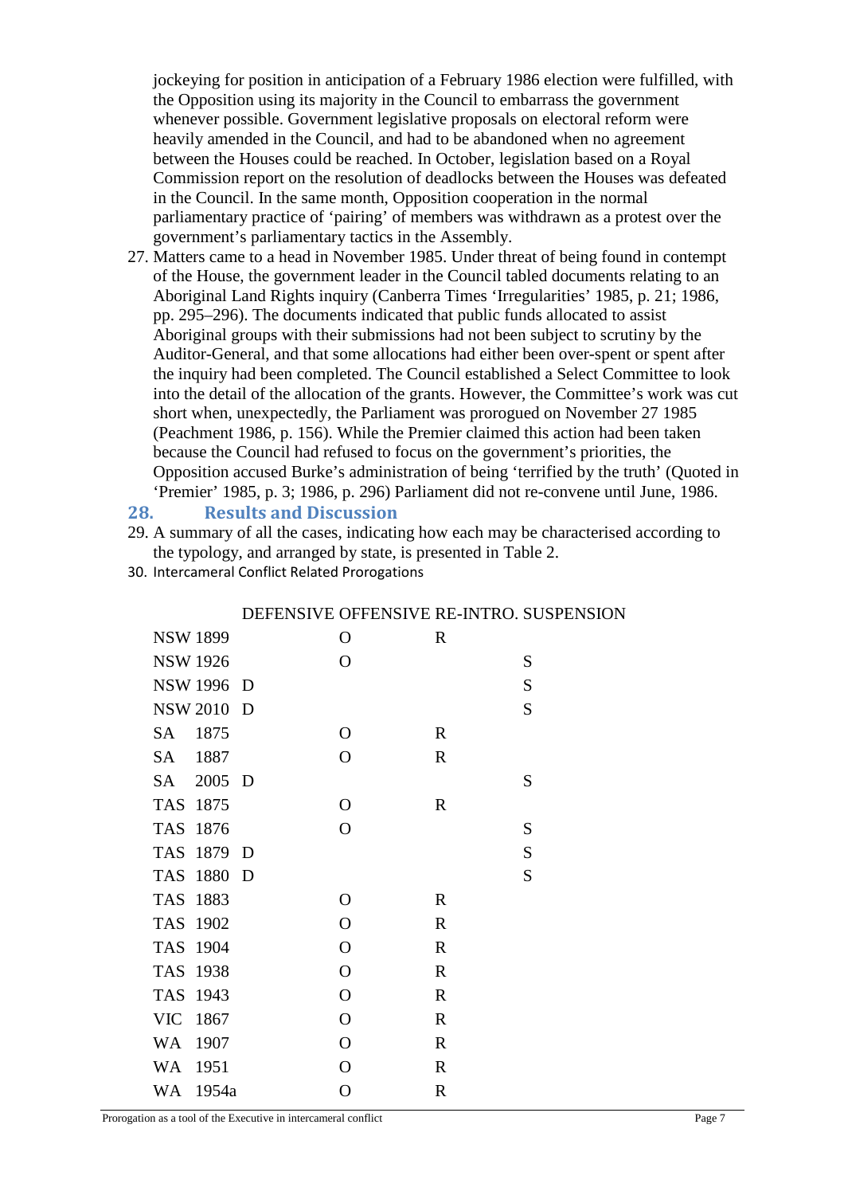jockeying for position in anticipation of a February 1986 election were fulfilled, with the Opposition using its majority in the Council to embarrass the government whenever possible. Government legislative proposals on electoral reform were heavily amended in the Council, and had to be abandoned when no agreement between the Houses could be reached. In October, legislation based on a Royal Commission report on the resolution of deadlocks between the Houses was defeated in the Council. In the same month, Opposition cooperation in the normal parliamentary practice of 'pairing' of members was withdrawn as a protest over the government's parliamentary tactics in the Assembly.

27. Matters came to a head in November 1985. Under threat of being found in contempt of the House, the government leader in the Council tabled documents relating to an Aboriginal Land Rights inquiry (Canberra Times 'Irregularities' 1985, p. 21; 1986, pp. 295–296). The documents indicated that public funds allocated to assist Aboriginal groups with their submissions had not been subject to scrutiny by the Auditor-General, and that some allocations had either been over-spent or spent after the inquiry had been completed. The Council established a Select Committee to look into the detail of the allocation of the grants. However, the Committee's work was cut short when, unexpectedly, the Parliament was prorogued on November 27 1985 (Peachment 1986, p. 156). While the Premier claimed this action had been taken because the Council had refused to focus on the government's priorities, the Opposition accused Burke's administration of being 'terrified by the truth' (Quoted in 'Premier' 1985, p. 3; 1986, p. 296) Parliament did not re-convene until June, 1986.

## 28. Results and Discussion

29. A summary of all the cases, indicating how each may be characterised according to the typology, and arranged by state, is presented in Table 2.

30. Intercameral Conflict Related Prorogations

| | DEFENSIVE | OFFENSIVE | RE-INTRO. | SUSPENSION |
|---|---|---|---|---|
| NSW 1899 | | O | R | |
| NSW 1926 | | O | | S |
| NSW 1996 | D | | | S |
| NSW 2010 | D | | | S |
| SA 1875 | | O | R | |
| SA 1887 | | O | R | |
| SA 2005 | D | | | S |
| TAS 1875 | | O | R | |
| TAS 1876 | | O | | S |
| TAS 1879 | D | | | S |
| TAS 1880 | D | | | S |
| TAS 1883 | | O | R | |
| TAS 1902 | | O | R | |
| TAS 1904 | | O | R | |
| TAS 1938 | | O | R | |
| TAS 1943 | | O | R | |
| VIC 1867 | | O | R | |
| WA 1907 | | O | R | |
| WA 1951 | | O | R | |
| WA 1954a | | O | R | |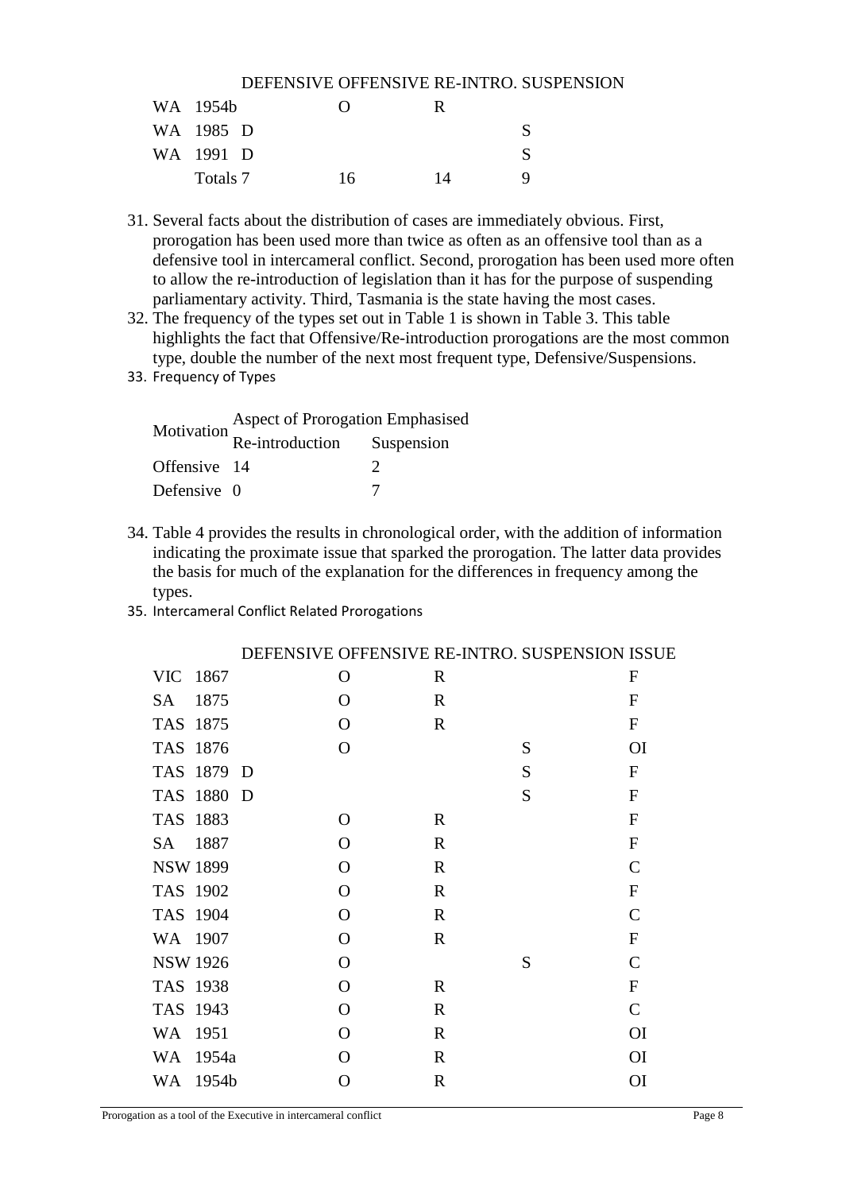| | DEFENSIVE | OFFENSIVE | RE-INTRO. | SUSPENSION |
|---|---|---|---|---|
| WA 1954b | | O | R | |
| WA 1985 | D | | | S |
| WA 1991 | D | | | S |
| Totals | 7 | 16 | 14 | 9 |

31. Several facts about the distribution of cases are immediately obvious. First, prorogation has been used more than twice as often as an offensive tool than as a defensive tool in intercameral conflict. Second, prorogation has been used more often to allow the re-introduction of legislation than it has for the purpose of suspending parliamentary activity. Third, Tasmania is the state having the most cases.
32. The frequency of the types set out in Table 1 is shown in Table 3. This table highlights the fact that Offensive/Re-introduction prorogations are the most common type, double the number of the next most frequent type, Defensive/Suspensions.
33. Frequency of Types

| Motivation | Aspect of Prorogation Emphasised | |
|---|---|---|
| | Re-introduction | Suspension |
| Offensive | 14 | 2 |
| Defensive | 0 | 7 |

34. Table 4 provides the results in chronological order, with the addition of information indicating the proximate issue that sparked the prorogation. The latter data provides the basis for much of the explanation for the differences in frequency among the types.
35. Intercameral Conflict Related Prorogations

| | DEFENSIVE | OFFENSIVE | RE-INTRO. | SUSPENSION | ISSUE |
|---|---|---|---|---|---|
| VIC 1867 | | O | R | | F |
| SA 1875 | | O | R | | F |
| TAS 1875 | | O | R | | F |
| TAS 1876 | | O | | S | OI |
| TAS 1879 | D | | | S | F |
| TAS 1880 | D | | | S | F |
| TAS 1883 | | O | R | | F |
| SA 1887 | | O | R | | F |
| NSW 1899 | | O | R | | C |
| TAS 1902 | | O | R | | F |
| TAS 1904 | | O | R | | C |
| WA 1907 | | O | R | | F |
| NSW 1926 | | O | | S | C |
| TAS 1938 | | O | R | | F |
| TAS 1943 | | O | R | | C |
| WA 1951 | | O | R | | OI |
| WA 1954a | | O | R | | OI |
| WA 1954b | | O | R | | OI |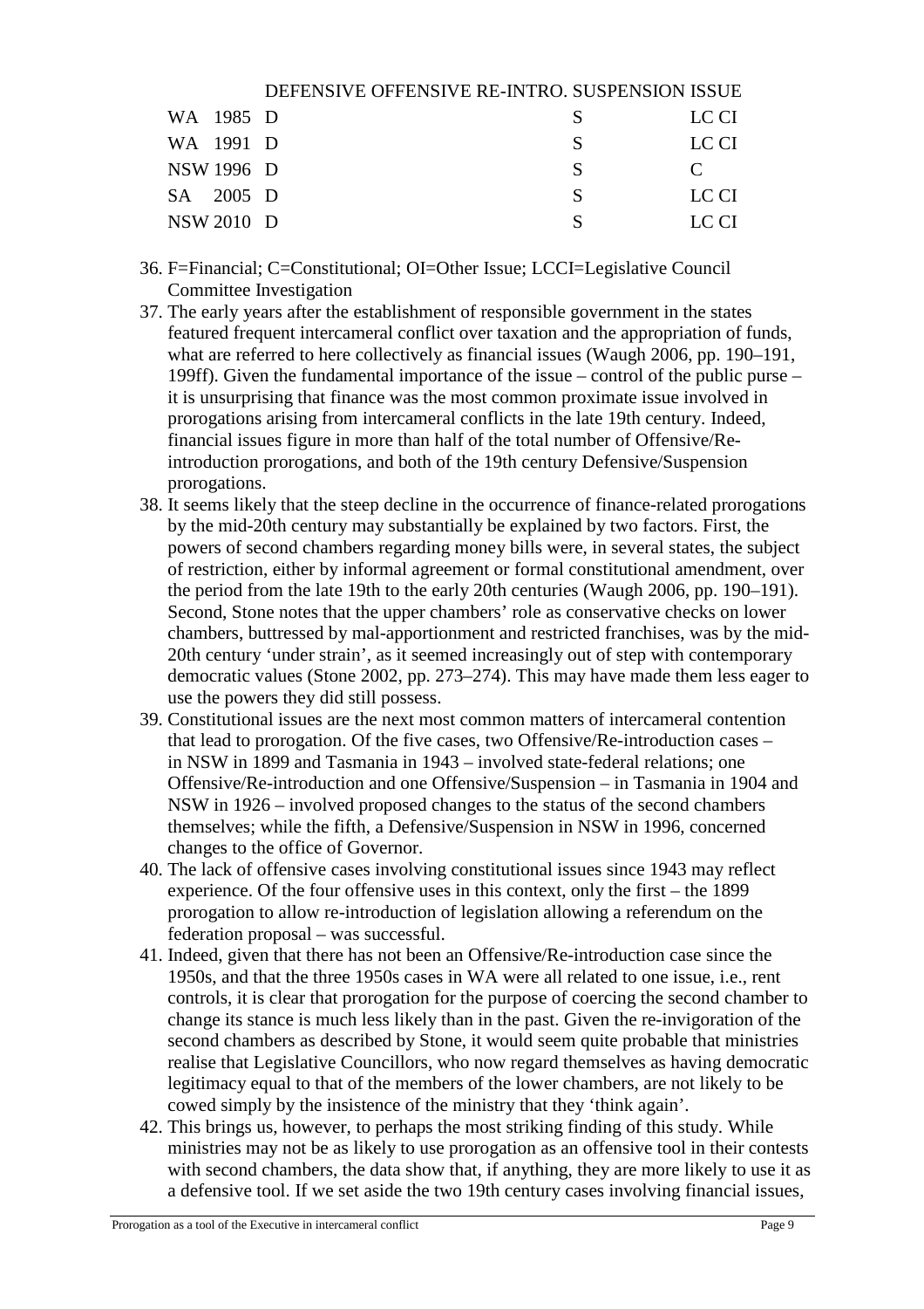| | DEFENSIVE | OFFENSIVE | RE-INTRO. | SUSPENSION | ISSUE |
|---|---|---|---|---|---|
| WA 1985 | D | | | S | LC CI |
| WA 1991 | D | | | S | LC CI |
| NSW 1996 | D | | | S | C |
| SA 2005 | D | | | S | LC CI |
| NSW 2010 | D | | | S | LC CI |

36. F=Financial; C=Constitutional; OI=Other Issue; LCCI=Legislative Council Committee Investigation
37. The early years after the establishment of responsible government in the states featured frequent intercameral conflict over taxation and the appropriation of funds, what are referred to here collectively as financial issues (Waugh 2006, pp. 190–191, 199ff). Given the fundamental importance of the issue – control of the public purse – it is unsurprising that finance was the most common proximate issue involved in prorogations arising from intercameral conflicts in the late 19th century. Indeed, financial issues figure in more than half of the total number of Offensive/Re-introduction prorogations, and both of the 19th century Defensive/Suspension prorogations.
38. It seems likely that the steep decline in the occurrence of finance-related prorogations by the mid-20th century may substantially be explained by two factors. First, the powers of second chambers regarding money bills were, in several states, the subject of restriction, either by informal agreement or formal constitutional amendment, over the period from the late 19th to the early 20th centuries (Waugh 2006, pp. 190–191). Second, Stone notes that the upper chambers' role as conservative checks on lower chambers, buttressed by mal-apportionment and restricted franchises, was by the mid-20th century 'under strain', as it seemed increasingly out of step with contemporary democratic values (Stone 2002, pp. 273–274). This may have made them less eager to use the powers they did still possess.
39. Constitutional issues are the next most common matters of intercameral contention that lead to prorogation. Of the five cases, two Offensive/Re-introduction cases – in NSW in 1899 and Tasmania in 1943 – involved state-federal relations; one Offensive/Re-introduction and one Offensive/Suspension – in Tasmania in 1904 and NSW in 1926 – involved proposed changes to the status of the second chambers themselves; while the fifth, a Defensive/Suspension in NSW in 1996, concerned changes to the office of Governor.
40. The lack of offensive cases involving constitutional issues since 1943 may reflect experience. Of the four offensive uses in this context, only the first – the 1899 prorogation to allow re-introduction of legislation allowing a referendum on the federation proposal – was successful.
41. Indeed, given that there has not been an Offensive/Re-introduction case since the 1950s, and that the three 1950s cases in WA were all related to one issue, i.e., rent controls, it is clear that prorogation for the purpose of coercing the second chamber to change its stance is much less likely than in the past. Given the re-invigoration of the second chambers as described by Stone, it would seem quite probable that ministries realise that Legislative Councillors, who now regard themselves as having democratic legitimacy equal to that of the members of the lower chambers, are not likely to be cowed simply by the insistence of the ministry that they 'think again'.
42. This brings us, however, to perhaps the most striking finding of this study. While ministries may not be as likely to use prorogation as an offensive tool in their contests with second chambers, the data show that, if anything, they are more likely to use it as a defensive tool. If we set aside the two 19th century cases involving financial issues,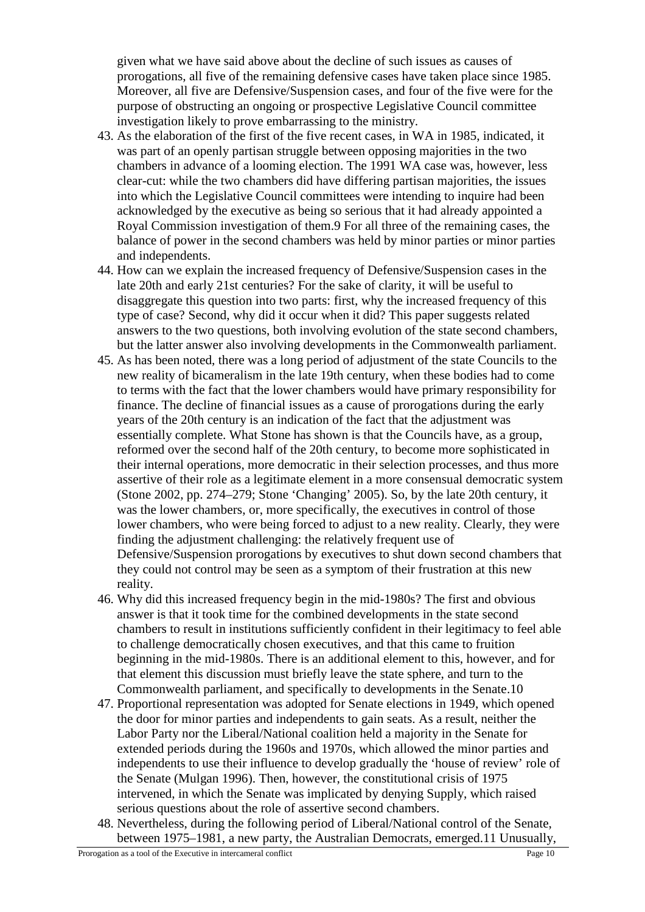given what we have said above about the decline of such issues as causes of prorogations, all five of the remaining defensive cases have taken place since 1985. Moreover, all five are Defensive/Suspension cases, and four of the five were for the purpose of obstructing an ongoing or prospective Legislative Council committee investigation likely to prove embarrassing to the ministry.

43. As the elaboration of the first of the five recent cases, in WA in 1985, indicated, it was part of an openly partisan struggle between opposing majorities in the two chambers in advance of a looming election. The 1991 WA case was, however, less clear-cut: while the two chambers did have differing partisan majorities, the issues into which the Legislative Council committees were intending to inquire had been acknowledged by the executive as being so serious that it had already appointed a Royal Commission investigation of them.[9] For all three of the remaining cases, the balance of power in the second chambers was held by minor parties or minor parties and independents.
44. How can we explain the increased frequency of Defensive/Suspension cases in the late 20th and early 21st centuries? For the sake of clarity, it will be useful to disaggregate this question into two parts: first, why the increased frequency of this type of case? Second, why did it occur when it did? This paper suggests related answers to the two questions, both involving evolution of the state second chambers, but the latter answer also involving developments in the Commonwealth parliament.
45. As has been noted, there was a long period of adjustment of the state Councils to the new reality of bicameralism in the late 19th century, when these bodies had to come to terms with the fact that the lower chambers would have primary responsibility for finance. The decline of financial issues as a cause of prorogations during the early years of the 20th century is an indication of the fact that the adjustment was essentially complete. What Stone has shown is that the Councils have, as a group, reformed over the second half of the 20th century, to become more sophisticated in their internal operations, more democratic in their selection processes, and thus more assertive of their role as a legitimate element in a more consensual democratic system (Stone 2002, pp. 274–279; Stone 'Changing' 2005). So, by the late 20th century, it was the lower chambers, or, more specifically, the executives in control of those lower chambers, who were being forced to adjust to a new reality. Clearly, they were finding the adjustment challenging: the relatively frequent use of Defensive/Suspension prorogations by executives to shut down second chambers that they could not control may be seen as a symptom of their frustration at this new reality.
46. Why did this increased frequency begin in the mid-1980s? The first and obvious answer is that it took time for the combined developments in the state second chambers to result in institutions sufficiently confident in their legitimacy to feel able to challenge democratically chosen executives, and that this came to fruition beginning in the mid-1980s. There is an additional element to this, however, and for that element this discussion must briefly leave the state sphere, and turn to the Commonwealth parliament, and specifically to developments in the Senate.[10]
47. Proportional representation was adopted for Senate elections in 1949, which opened the door for minor parties and independents to gain seats. As a result, neither the Labor Party nor the Liberal/National coalition held a majority in the Senate for extended periods during the 1960s and 1970s, which allowed the minor parties and independents to use their influence to develop gradually the 'house of review' role of the Senate (Mulgan 1996). Then, however, the constitutional crisis of 1975 intervened, in which the Senate was implicated by denying Supply, which raised serious questions about the role of assertive second chambers.
48. Nevertheless, during the following period of Liberal/National control of the Senate, between 1975–1981, a new party, the Australian Democrats, emerged.[11] Unusually,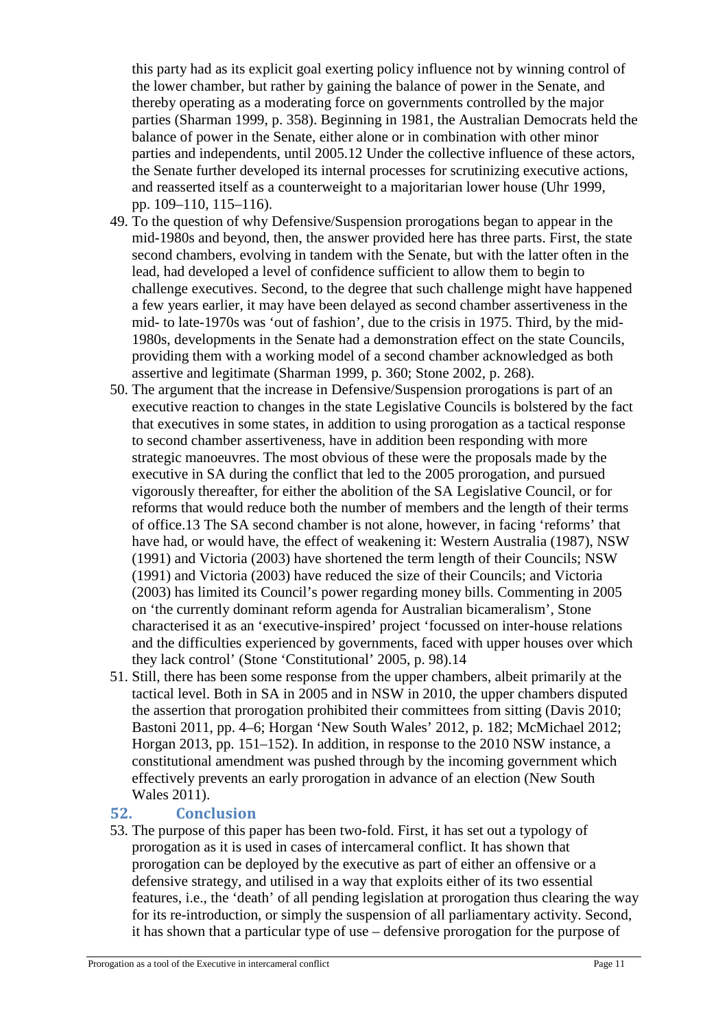this party had as its explicit goal exerting policy influence not by winning control of the lower chamber, but rather by gaining the balance of power in the Senate, and thereby operating as a moderating force on governments controlled by the major parties (Sharman 1999, p. 358). Beginning in 1981, the Australian Democrats held the balance of power in the Senate, either alone or in combination with other minor parties and independents, until 2005.12 Under the collective influence of these actors, the Senate further developed its internal processes for scrutinizing executive actions, and reasserted itself as a counterweight to a majoritarian lower house (Uhr 1999, pp. 109–110, 115–116).

49. To the question of why Defensive/Suspension prorogations began to appear in the mid-1980s and beyond, then, the answer provided here has three parts. First, the state second chambers, evolving in tandem with the Senate, but with the latter often in the lead, had developed a level of confidence sufficient to allow them to begin to challenge executives. Second, to the degree that such challenge might have happened a few years earlier, it may have been delayed as second chamber assertiveness in the mid- to late-1970s was 'out of fashion', due to the crisis in 1975. Third, by the mid-1980s, developments in the Senate had a demonstration effect on the state Councils, providing them with a working model of a second chamber acknowledged as both assertive and legitimate (Sharman 1999, p. 360; Stone 2002, p. 268).
50. The argument that the increase in Defensive/Suspension prorogations is part of an executive reaction to changes in the state Legislative Councils is bolstered by the fact that executives in some states, in addition to using prorogation as a tactical response to second chamber assertiveness, have in addition been responding with more strategic manoeuvres. The most obvious of these were the proposals made by the executive in SA during the conflict that led to the 2005 prorogation, and pursued vigorously thereafter, for either the abolition of the SA Legislative Council, or for reforms that would reduce both the number of members and the length of their terms of office.13 The SA second chamber is not alone, however, in facing 'reforms' that have had, or would have, the effect of weakening it: Western Australia (1987), NSW (1991) and Victoria (2003) have shortened the term length of their Councils; NSW (1991) and Victoria (2003) have reduced the size of their Councils; and Victoria (2003) has limited its Council's power regarding money bills. Commenting in 2005 on 'the currently dominant reform agenda for Australian bicameralism', Stone characterised it as an 'executive-inspired' project 'focussed on inter-house relations and the difficulties experienced by governments, faced with upper houses over which they lack control' (Stone 'Constitutional' 2005, p. 98).14
51. Still, there has been some response from the upper chambers, albeit primarily at the tactical level. Both in SA in 2005 and in NSW in 2010, the upper chambers disputed the assertion that prorogation prohibited their committees from sitting (Davis 2010; Bastoni 2011, pp. 4–6; Horgan 'New South Wales' 2012, p. 182; McMichael 2012; Horgan 2013, pp. 151–152). In addition, in response to the 2010 NSW instance, a constitutional amendment was pushed through by the incoming government which effectively prevents an early prorogation in advance of an election (New South Wales 2011).

## 52. Conclusion

53. The purpose of this paper has been two-fold. First, it has set out a typology of prorogation as it is used in cases of intercameral conflict. It has shown that prorogation can be deployed by the executive as part of either an offensive or a defensive strategy, and utilised in a way that exploits either of its two essential features, i.e., the 'death' of all pending legislation at prorogation thus clearing the way for its re-introduction, or simply the suspension of all parliamentary activity. Second, it has shown that a particular type of use – defensive prorogation for the purpose of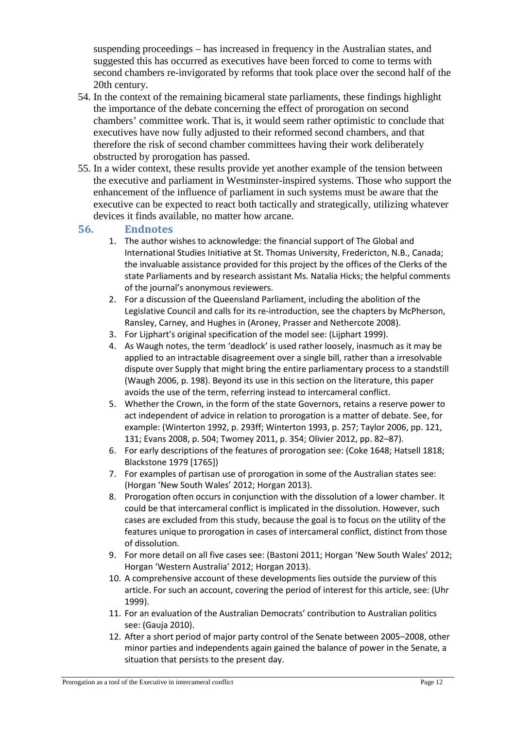suspending proceedings – has increased in frequency in the Australian states, and suggested this has occurred as executives have been forced to come to terms with second chambers re-invigorated by reforms that took place over the second half of the 20th century.

54. In the context of the remaining bicameral state parliaments, these findings highlight the importance of the debate concerning the effect of prorogation on second chambers' committee work. That is, it would seem rather optimistic to conclude that executives have now fully adjusted to their reformed second chambers, and that therefore the risk of second chamber committees having their work deliberately obstructed by prorogation has passed.
55. In a wider context, these results provide yet another example of the tension between the executive and parliament in Westminster-inspired systems. Those who support the enhancement of the influence of parliament in such systems must be aware that the executive can be expected to react both tactically and strategically, utilizing whatever devices it finds available, no matter how arcane.

## 56. Endnotes

1. The author wishes to acknowledge: the financial support of The Global and International Studies Initiative at St. Thomas University, Fredericton, N.B., Canada; the invaluable assistance provided for this project by the offices of the Clerks of the state Parliaments and by research assistant Ms. Natalia Hicks; the helpful comments of the journal's anonymous reviewers.
2. For a discussion of the Queensland Parliament, including the abolition of the Legislative Council and calls for its re-introduction, see the chapters by McPherson, Ransley, Carney, and Hughes in (Aroney, Prasser and Nethercote 2008).
3. For Lijphart's original specification of the model see: (Lijphart 1999).
4. As Waugh notes, the term 'deadlock' is used rather loosely, inasmuch as it may be applied to an intractable disagreement over a single bill, rather than a irresolvable dispute over Supply that might bring the entire parliamentary process to a standstill (Waugh 2006, p. 198). Beyond its use in this section on the literature, this paper avoids the use of the term, referring instead to intercameral conflict.
5. Whether the Crown, in the form of the state Governors, retains a reserve power to act independent of advice in relation to prorogation is a matter of debate. See, for example: (Winterton 1992, p. 293ff; Winterton 1993, p. 257; Taylor 2006, pp. 121, 131; Evans 2008, p. 504; Twomey 2011, p. 354; Olivier 2012, pp. 82–87).
6. For early descriptions of the features of prorogation see: (Coke 1648; Hatsell 1818; Blackstone 1979 [1765])
7. For examples of partisan use of prorogation in some of the Australian states see: (Horgan 'New South Wales' 2012; Horgan 2013).
8. Prorogation often occurs in conjunction with the dissolution of a lower chamber. It could be that intercameral conflict is implicated in the dissolution. However, such cases are excluded from this study, because the goal is to focus on the utility of the features unique to prorogation in cases of intercameral conflict, distinct from those of dissolution.
9. For more detail on all five cases see: (Bastoni 2011; Horgan 'New South Wales' 2012; Horgan 'Western Australia' 2012; Horgan 2013).
10. A comprehensive account of these developments lies outside the purview of this article. For such an account, covering the period of interest for this article, see: (Uhr 1999).
11. For an evaluation of the Australian Democrats' contribution to Australian politics see: (Gauja 2010).
12. After a short period of major party control of the Senate between 2005–2008, other minor parties and independents again gained the balance of power in the Senate, a situation that persists to the present day.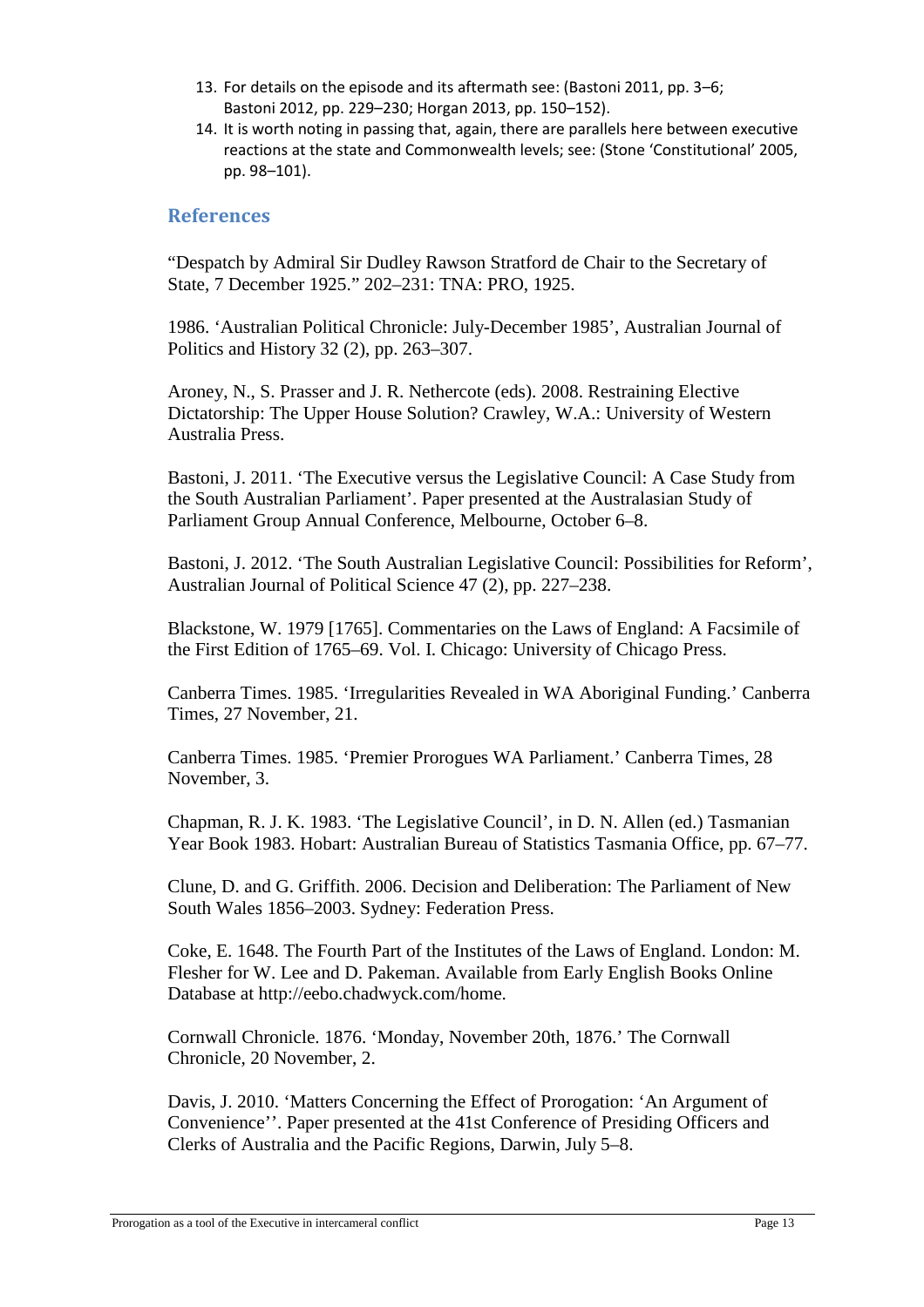13. For details on the episode and its aftermath see: (Bastoni 2011, pp. 3–6; Bastoni 2012, pp. 229–230; Horgan 2013, pp. 150–152).
14. It is worth noting in passing that, again, there are parallels here between executive reactions at the state and Commonwealth levels; see: (Stone 'Constitutional' 2005, pp. 98–101).

## References

"Despatch by Admiral Sir Dudley Rawson Stratford de Chair to the Secretary of State, 7 December 1925." 202–231: TNA: PRO, 1925.

1986. 'Australian Political Chronicle: July-December 1985', Australian Journal of Politics and History 32 (2), pp. 263–307.

Aroney, N., S. Prasser and J. R. Nethercote (eds). 2008. Restraining Elective Dictatorship: The Upper House Solution? Crawley, W.A.: University of Western Australia Press.

Bastoni, J. 2011. 'The Executive versus the Legislative Council: A Case Study from the South Australian Parliament'. Paper presented at the Australasian Study of Parliament Group Annual Conference, Melbourne, October 6–8.

Bastoni, J. 2012. 'The South Australian Legislative Council: Possibilities for Reform', Australian Journal of Political Science 47 (2), pp. 227–238.

Blackstone, W. 1979 [1765]. Commentaries on the Laws of England: A Facsimile of the First Edition of 1765–69. Vol. I. Chicago: University of Chicago Press.

Canberra Times. 1985. 'Irregularities Revealed in WA Aboriginal Funding.' Canberra Times, 27 November, 21.

Canberra Times. 1985. 'Premier Prorogues WA Parliament.' Canberra Times, 28 November, 3.

Chapman, R. J. K. 1983. 'The Legislative Council', in D. N. Allen (ed.) Tasmanian Year Book 1983. Hobart: Australian Bureau of Statistics Tasmania Office, pp. 67–77.

Clune, D. and G. Griffith. 2006. Decision and Deliberation: The Parliament of New South Wales 1856–2003. Sydney: Federation Press.

Coke, E. 1648. The Fourth Part of the Institutes of the Laws of England. London: M. Flesher for W. Lee and D. Pakeman. Available from Early English Books Online Database at http://eebo.chadwyck.com/home.

Cornwall Chronicle. 1876. 'Monday, November 20th, 1876.' The Cornwall Chronicle, 20 November, 2.

Davis, J. 2010. 'Matters Concerning the Effect of Prorogation: 'An Argument of Convenience''. Paper presented at the 41st Conference of Presiding Officers and Clerks of Australia and the Pacific Regions, Darwin, July 5–8.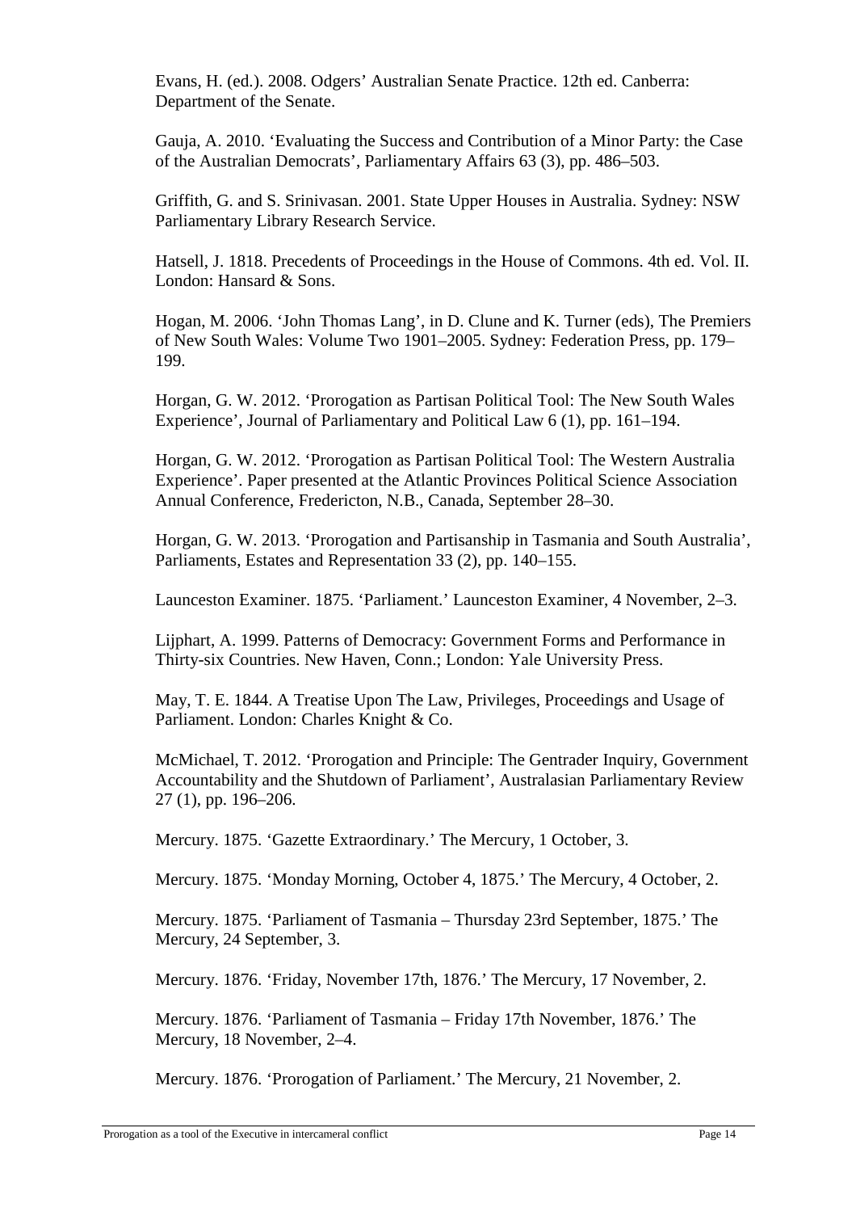Evans, H. (ed.). 2008. Odgers' Australian Senate Practice. 12th ed. Canberra: Department of the Senate.

Gauja, A. 2010. 'Evaluating the Success and Contribution of a Minor Party: the Case of the Australian Democrats', Parliamentary Affairs 63 (3), pp. 486–503.

Griffith, G. and S. Srinivasan. 2001. State Upper Houses in Australia. Sydney: NSW Parliamentary Library Research Service.

Hatsell, J. 1818. Precedents of Proceedings in the House of Commons. 4th ed. Vol. II. London: Hansard & Sons.

Hogan, M. 2006. 'John Thomas Lang', in D. Clune and K. Turner (eds), The Premiers of New South Wales: Volume Two 1901–2005. Sydney: Federation Press, pp. 179–199.

Horgan, G. W. 2012. 'Prorogation as Partisan Political Tool: The New South Wales Experience', Journal of Parliamentary and Political Law 6 (1), pp. 161–194.

Horgan, G. W. 2012. 'Prorogation as Partisan Political Tool: The Western Australia Experience'. Paper presented at the Atlantic Provinces Political Science Association Annual Conference, Fredericton, N.B., Canada, September 28–30.

Horgan, G. W. 2013. 'Prorogation and Partisanship in Tasmania and South Australia', Parliaments, Estates and Representation 33 (2), pp. 140–155.

Launceston Examiner. 1875. 'Parliament.' Launceston Examiner, 4 November, 2–3.

Lijphart, A. 1999. Patterns of Democracy: Government Forms and Performance in Thirty-six Countries. New Haven, Conn.; London: Yale University Press.

May, T. E. 1844. A Treatise Upon The Law, Privileges, Proceedings and Usage of Parliament. London: Charles Knight & Co.

McMichael, T. 2012. 'Prorogation and Principle: The Gentrader Inquiry, Government Accountability and the Shutdown of Parliament', Australasian Parliamentary Review 27 (1), pp. 196–206.

Mercury. 1875. 'Gazette Extraordinary.' The Mercury, 1 October, 3.

Mercury. 1875. 'Monday Morning, October 4, 1875.' The Mercury, 4 October, 2.

Mercury. 1875. 'Parliament of Tasmania – Thursday 23rd September, 1875.' The Mercury, 24 September, 3.

Mercury. 1876. 'Friday, November 17th, 1876.' The Mercury, 17 November, 2.

Mercury. 1876. 'Parliament of Tasmania – Friday 17th November, 1876.' The Mercury, 18 November, 2–4.

Mercury. 1876. 'Prorogation of Parliament.' The Mercury, 21 November, 2.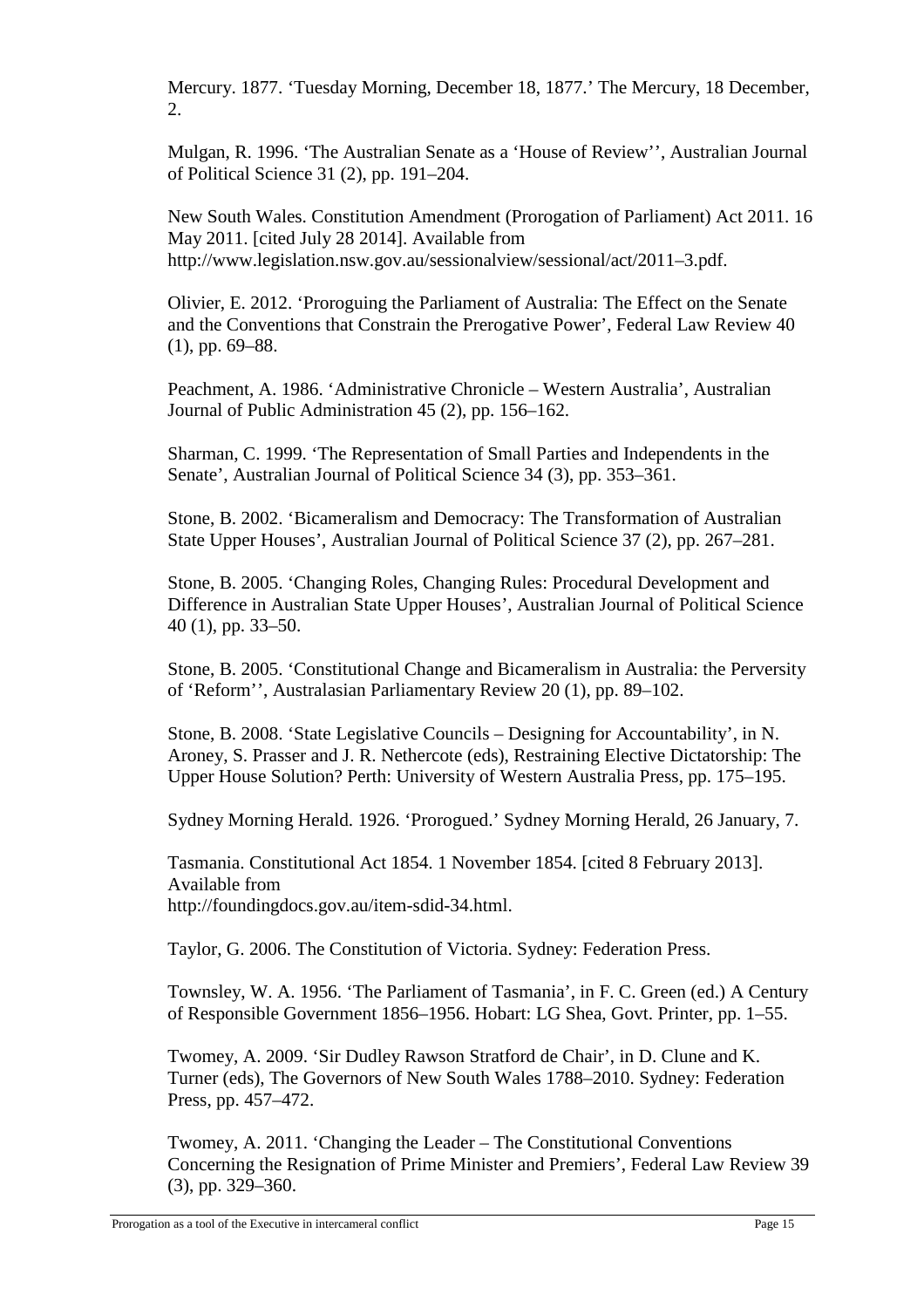Mercury. 1877. 'Tuesday Morning, December 18, 1877.' The Mercury, 18 December, 2.

Mulgan, R. 1996. 'The Australian Senate as a 'House of Review'', Australian Journal of Political Science 31 (2), pp. 191–204.

New South Wales. Constitution Amendment (Prorogation of Parliament) Act 2011. 16 May 2011. [cited July 28 2014]. Available from http://www.legislation.nsw.gov.au/sessionalview/sessional/act/2011–3.pdf.

Olivier, E. 2012. 'Proroguing the Parliament of Australia: The Effect on the Senate and the Conventions that Constrain the Prerogative Power', Federal Law Review 40 (1), pp. 69–88.

Peachment, A. 1986. 'Administrative Chronicle – Western Australia', Australian Journal of Public Administration 45 (2), pp. 156–162.

Sharman, C. 1999. 'The Representation of Small Parties and Independents in the Senate', Australian Journal of Political Science 34 (3), pp. 353–361.

Stone, B. 2002. 'Bicameralism and Democracy: The Transformation of Australian State Upper Houses', Australian Journal of Political Science 37 (2), pp. 267–281.

Stone, B. 2005. 'Changing Roles, Changing Rules: Procedural Development and Difference in Australian State Upper Houses', Australian Journal of Political Science 40 (1), pp. 33–50.

Stone, B. 2005. 'Constitutional Change and Bicameralism in Australia: the Perversity of 'Reform'', Australasian Parliamentary Review 20 (1), pp. 89–102.

Stone, B. 2008. 'State Legislative Councils – Designing for Accountability', in N. Aroney, S. Prasser and J. R. Nethercote (eds), Restraining Elective Dictatorship: The Upper House Solution? Perth: University of Western Australia Press, pp. 175–195.

Sydney Morning Herald. 1926. 'Prorogued.' Sydney Morning Herald, 26 January, 7.

Tasmania. Constitutional Act 1854. 1 November 1854. [cited 8 February 2013]. Available from http://foundingdocs.gov.au/item-sdid-34.html.

Taylor, G. 2006. The Constitution of Victoria. Sydney: Federation Press.

Townsley, W. A. 1956. 'The Parliament of Tasmania', in F. C. Green (ed.) A Century of Responsible Government 1856–1956. Hobart: LG Shea, Govt. Printer, pp. 1–55.

Twomey, A. 2009. 'Sir Dudley Rawson Stratford de Chair', in D. Clune and K. Turner (eds), The Governors of New South Wales 1788–2010. Sydney: Federation Press, pp. 457–472.

Twomey, A. 2011. 'Changing the Leader – The Constitutional Conventions Concerning the Resignation of Prime Minister and Premiers', Federal Law Review 39 (3), pp. 329–360.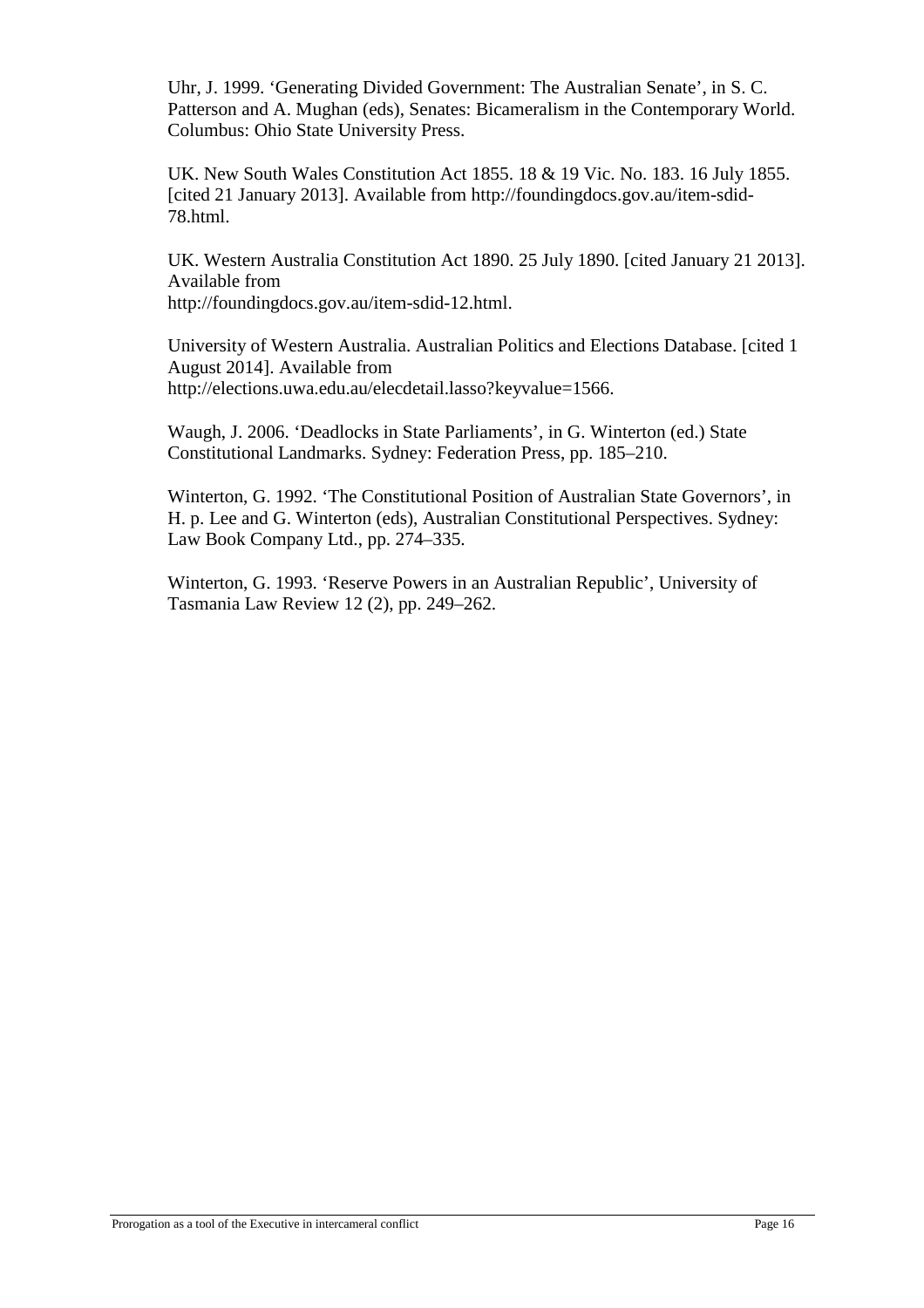Uhr, J. 1999. 'Generating Divided Government: The Australian Senate', in S. C. Patterson and A. Mughan (eds), Senates: Bicameralism in the Contemporary World. Columbus: Ohio State University Press.

UK. New South Wales Constitution Act 1855. 18 & 19 Vic. No. 183. 16 July 1855. [cited 21 January 2013]. Available from http://foundingdocs.gov.au/item-sdid-78.html.

UK. Western Australia Constitution Act 1890. 25 July 1890. [cited January 21 2013]. Available from http://foundingdocs.gov.au/item-sdid-12.html.

University of Western Australia. Australian Politics and Elections Database. [cited 1 August 2014]. Available from http://elections.uwa.edu.au/elecdetail.lasso?keyvalue=1566.

Waugh, J. 2006. 'Deadlocks in State Parliaments', in G. Winterton (ed.) State Constitutional Landmarks. Sydney: Federation Press, pp. 185–210.

Winterton, G. 1992. 'The Constitutional Position of Australian State Governors', in H. p. Lee and G. Winterton (eds), Australian Constitutional Perspectives. Sydney: Law Book Company Ltd., pp. 274–335.

Winterton, G. 1993. 'Reserve Powers in an Australian Republic', University of Tasmania Law Review 12 (2), pp. 249–262.